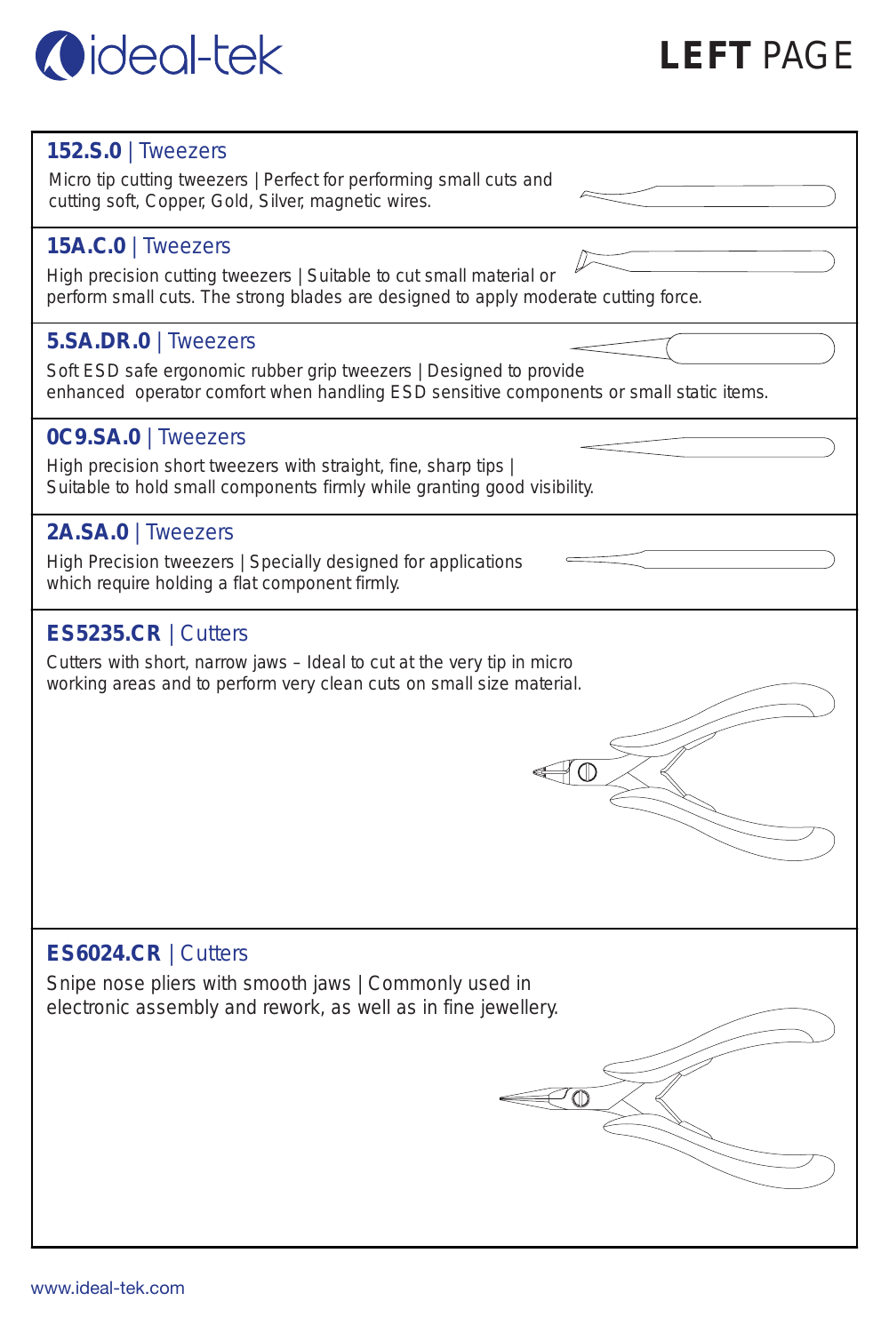# LEFT PAGE

## 152.S.0 | Tweezers

Micro tip cutting tweezers | Perfect for performing small cuts and cutting soft, Copper, Gold, Silver, magnetic wires.

## 15A.C.0 | Tweezers

High precision cutting tweezers | Suitable to cut small material or perform small cuts. The strong blades are designed to apply moderate cutting force.

## 5.SA.DR.0 | Tweezers

Soft ESD safe ergonomic rubber grip tweezers | Designed to provide enhanced operator comfort when handling ESD sensitive components or small static items.

## 0C9.SA.0 | Tweezers

High precision short tweezers with straight, fine, sharp tips | Suitable to hold small components firmly while granting good visibility.

## 2A.SA.0 | Tweezers

High Precision tweezers | Specially designed for applications which require holding a flat component firmly.

## ES5235.CR | Cutters

Cutters with short, narrow jaws – Ideal to cut at the very tip in micro working areas and to perform very clean cuts on small size material.

## ES6024.CR | Cutters

Snipe nose pliers with smooth jaws | Commonly used in electronic assembly and rework, as well as in fine jewellery.

www.ideal-tek.com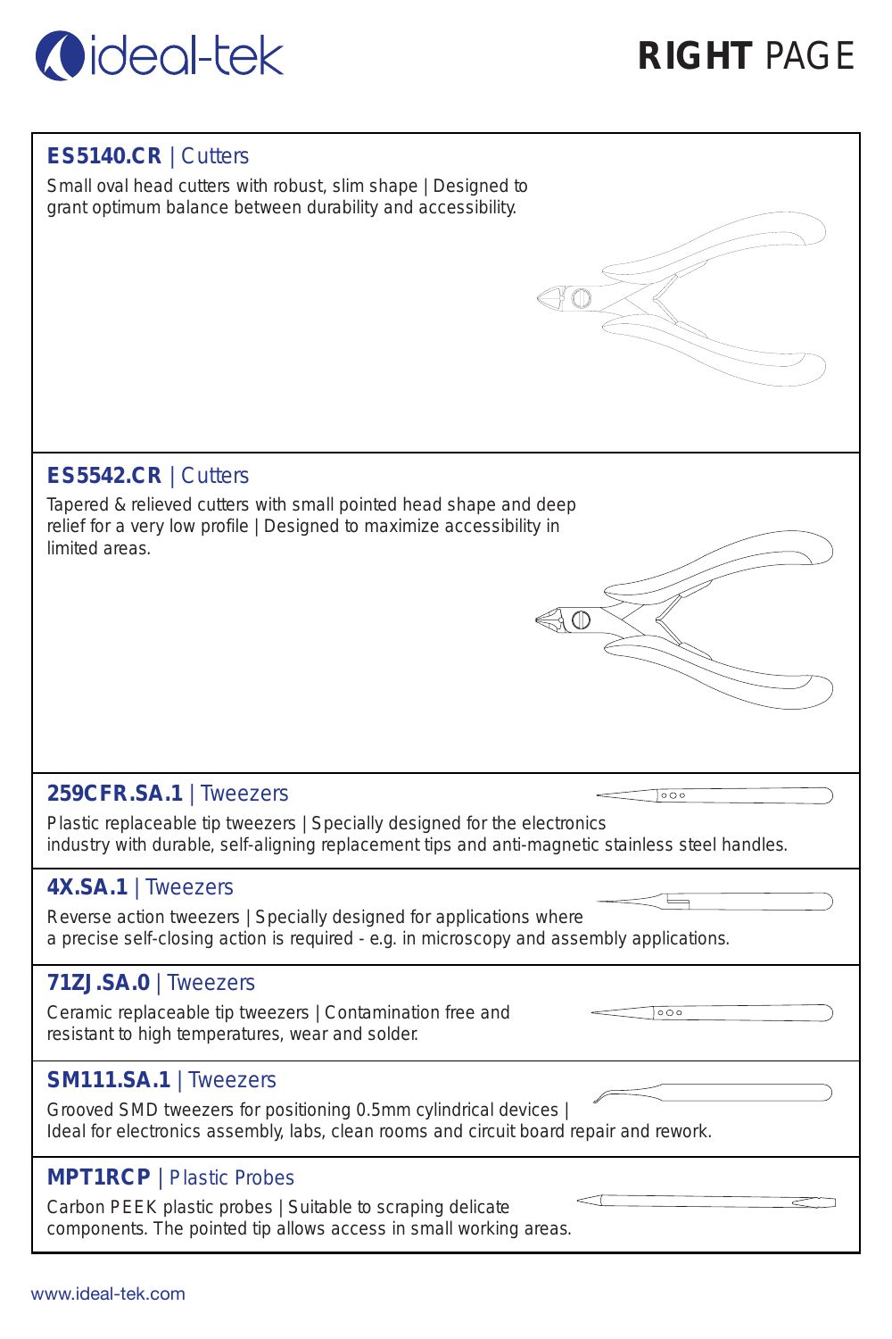ideal-tek

**RIGHT** PAGE

## **ES5140.CR** | Cutters

Small oval head cutters with robust, slim shape | Designed to grant optimum balance between durability and accessibility.

## **ES5542.CR** | Cutters

Tapered & relieved cutters with small pointed head shape and deep relief for a very low profile | Designed to maximize accessibility in limited areas.

## **259CFR.SA.1** | Tweezers

Plastic replaceable tip tweezers | Specially designed for the electronics industry with durable, self-aligning replacement tips and anti-magnetic stainless steel handles.

## **4X.SA.1** | Tweezers

Reverse action tweezers | Specially designed for applications where a precise self-closing action is required - e.g. in microscopy and assembly applications.

## **71ZJ.SA.0** | Tweezers

Ceramic replaceable tip tweezers | Contamination free and resistant to high temperatures, wear and solder.

## **SM111.SA.1** | Tweezers

Grooved SMD tweezers for positioning 0.5mm cylindrical devices | Ideal for electronics assembly, labs, clean rooms and circuit board repair and rework.

## **MPT1RCP** | Plastic Probes

Carbon PEEK plastic probes | Suitable to scraping delicate components. The pointed tip allows access in small working areas.

www.ideal-tek.com